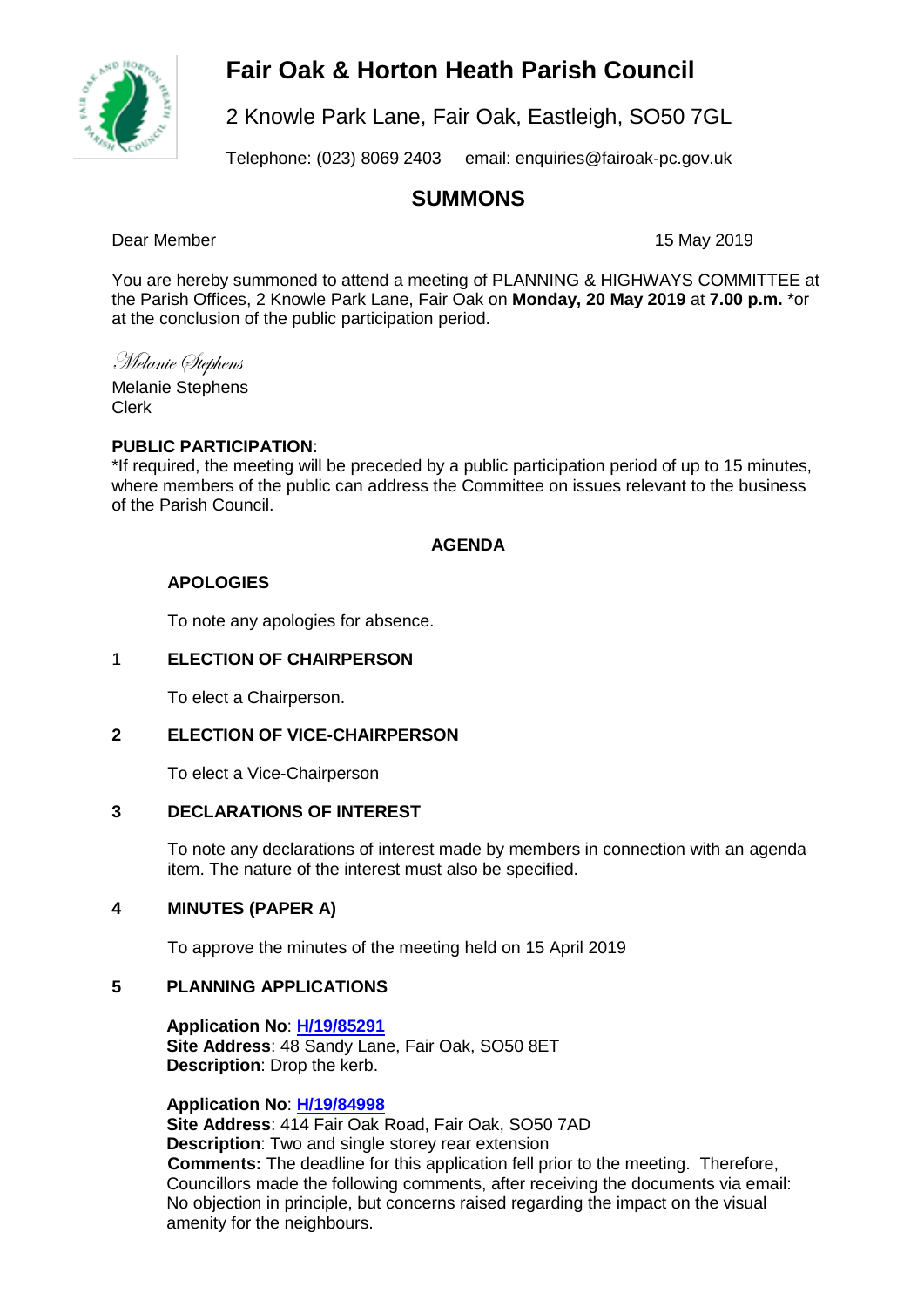# Fair Oak & Horton Heath Parish Council

2 Knowle Park Lane, Fair Oak, Eastleigh, SO50 7GL

Telephone: (023) 8069 2403 email: enquiries@fairoak-pc.gov.uk

## SUMMONS

Dear Member

15 May 2019

You are hereby summoned to attend a meeting of PLANNING & HIGHWAYS COMMITTEE at the Parish Offices, 2 Knowle Park Lane, Fair Oak on **Monday, 20 May 2019** at **7.00 p.m.** *or at the conclusion of the public participation period.

*Melanie Stephens*

Melanie Stephens
Clerk

**PUBLIC PARTICIPATION**:
*If required, the meeting will be preceded by a public participation period of up to 15 minutes, where members of the public can address the Committee on issues relevant to the business of the Parish Council.

### AGENDA

**APOLOGIES**

To note any apologies for absence.

1 **ELECTION OF CHAIRPERSON**

To elect a Chairperson.

**2 ELECTION OF VICE-CHAIRPERSON**

To elect a Vice-Chairperson

**3 DECLARATIONS OF INTEREST**

To note any declarations of interest made by members in connection with an agenda item. The nature of the interest must also be specified.

**4 MINUTES (PAPER A)**

To approve the minutes of the meeting held on 15 April 2019

**5 PLANNING APPLICATIONS**

**Application No**: **H/19/85291**
**Site Address**: 48 Sandy Lane, Fair Oak, SO50 8ET
**Description**: Drop the kerb.

**Application No**: **H/19/84998**
**Site Address**: 414 Fair Oak Road, Fair Oak, SO50 7AD
**Description**: Two and single storey rear extension
**Comments:** The deadline for this application fell prior to the meeting. Therefore, Councillors made the following comments, after receiving the documents via email: No objection in principle, but concerns raised regarding the impact on the visual amenity for the neighbours.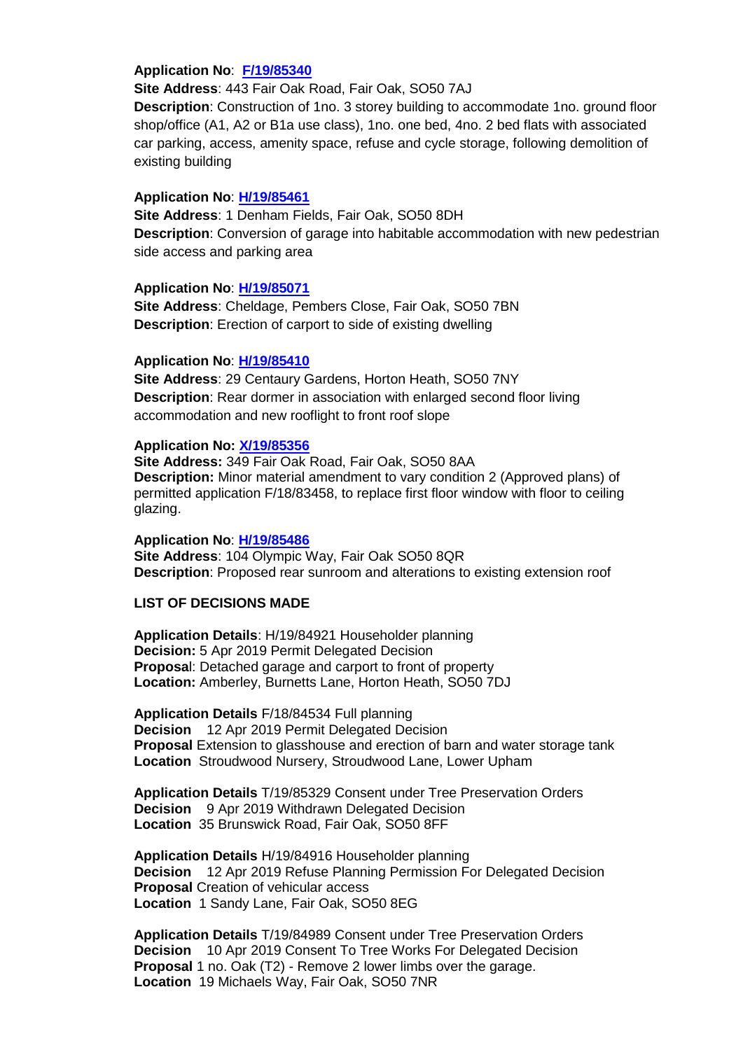**Application No**: **F/19/85340**
**Site Address**: 443 Fair Oak Road, Fair Oak, SO50 7AJ
**Description**: Construction of 1no. 3 storey building to accommodate 1no. ground floor shop/office (A1, A2 or B1a use class), 1no. one bed, 4no. 2 bed flats with associated car parking, access, amenity space, refuse and cycle storage, following demolition of existing building

**Application No**: **H/19/85461**
**Site Address**: 1 Denham Fields, Fair Oak, SO50 8DH
**Description**: Conversion of garage into habitable accommodation with new pedestrian side access and parking area

**Application No**: **H/19/85071**
**Site Address**: Cheldage, Pembers Close, Fair Oak, SO50 7BN
**Description**: Erection of carport to side of existing dwelling

**Application No**: **H/19/85410**
**Site Address**: 29 Centaury Gardens, Horton Heath, SO50 7NY
**Description**: Rear dormer in association with enlarged second floor living accommodation and new rooflight to front roof slope

**Application No: X/19/85356**
**Site Address:** 349 Fair Oak Road, Fair Oak, SO50 8AA
**Description:** Minor material amendment to vary condition 2 (Approved plans) of permitted application F/18/83458, to replace first floor window with floor to ceiling glazing.

**Application No**: **H/19/85486**
**Site Address**: 104 Olympic Way, Fair Oak SO50 8QR
**Description**: Proposed rear sunroom and alterations to existing extension roof

**LIST OF DECISIONS MADE**

**Application Details**: H/19/84921 Householder planning
**Decision:** 5 Apr 2019 Permit Delegated Decision
**Proposal**: Detached garage and carport to front of property
**Location:** Amberley, Burnetts Lane, Horton Heath, SO50 7DJ

**Application Details** F/18/84534 Full planning
**Decision** 12 Apr 2019 Permit Delegated Decision
**Proposal** Extension to glasshouse and erection of barn and water storage tank
**Location** Stroudwood Nursery, Stroudwood Lane, Lower Upham

**Application Details** T/19/85329 Consent under Tree Preservation Orders
**Decision** 9 Apr 2019 Withdrawn Delegated Decision
**Location** 35 Brunswick Road, Fair Oak, SO50 8FF

**Application Details** H/19/84916 Householder planning
**Decision** 12 Apr 2019 Refuse Planning Permission For Delegated Decision
**Proposal** Creation of vehicular access
**Location** 1 Sandy Lane, Fair Oak, SO50 8EG

**Application Details** T/19/84989 Consent under Tree Preservation Orders
**Decision** 10 Apr 2019 Consent To Tree Works For Delegated Decision
**Proposal** 1 no. Oak (T2) - Remove 2 lower limbs over the garage.
**Location** 19 Michaels Way, Fair Oak, SO50 7NR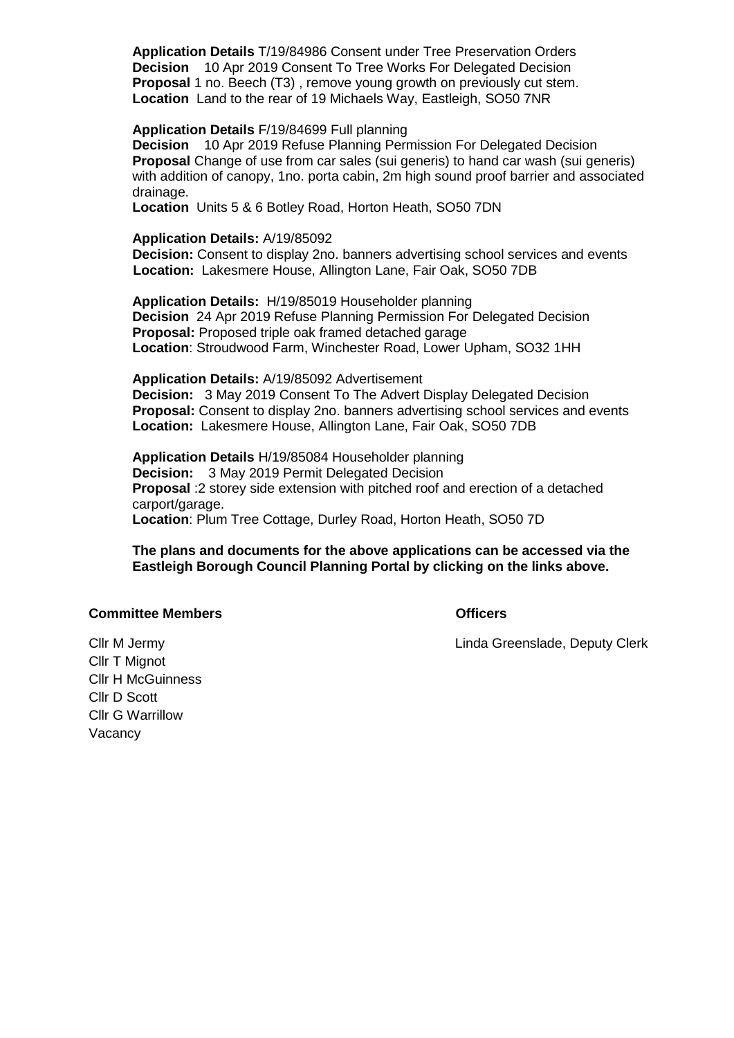**Application Details** T/19/84986 Consent under Tree Preservation Orders
**Decision** 10 Apr 2019 Consent To Tree Works For Delegated Decision
**Proposal** 1 no. Beech (T3) , remove young growth on previously cut stem.
**Location** Land to the rear of 19 Michaels Way, Eastleigh, SO50 7NR

**Application Details** F/19/84699 Full planning
**Decision** 10 Apr 2019 Refuse Planning Permission For Delegated Decision
**Proposal** Change of use from car sales (sui generis) to hand car wash (sui generis) with addition of canopy, 1no. porta cabin, 2m high sound proof barrier and associated drainage.
**Location** Units 5 & 6 Botley Road, Horton Heath, SO50 7DN

**Application Details:** A/19/85092
**Decision:** Consent to display 2no. banners advertising school services and events
**Location:** Lakesmere House, Allington Lane, Fair Oak, SO50 7DB

**Application Details:** H/19/85019 Householder planning
**Decision** 24 Apr 2019 Refuse Planning Permission For Delegated Decision
**Proposal:** Proposed triple oak framed detached garage
**Location**: Stroudwood Farm, Winchester Road, Lower Upham, SO32 1HH

**Application Details:** A/19/85092 Advertisement
**Decision:** 3 May 2019 Consent To The Advert Display Delegated Decision
**Proposal:** Consent to display 2no. banners advertising school services and events
**Location:** Lakesmere House, Allington Lane, Fair Oak, SO50 7DB

**Application Details** H/19/85084 Householder planning
**Decision:** 3 May 2019 Permit Delegated Decision
**Proposal** :2 storey side extension with pitched roof and erection of a detached carport/garage.
**Location**: Plum Tree Cottage, Durley Road, Horton Heath, SO50 7D

**The plans and documents for the above applications can be accessed via the Eastleigh Borough Council Planning Portal by clicking on the links above.**

**Committee Members**

Cllr M Jermy
Cllr T Mignot
Cllr H McGuinness
Cllr D Scott
Cllr G Warrillow
Vacancy

**Officers**

Linda Greenslade, Deputy Clerk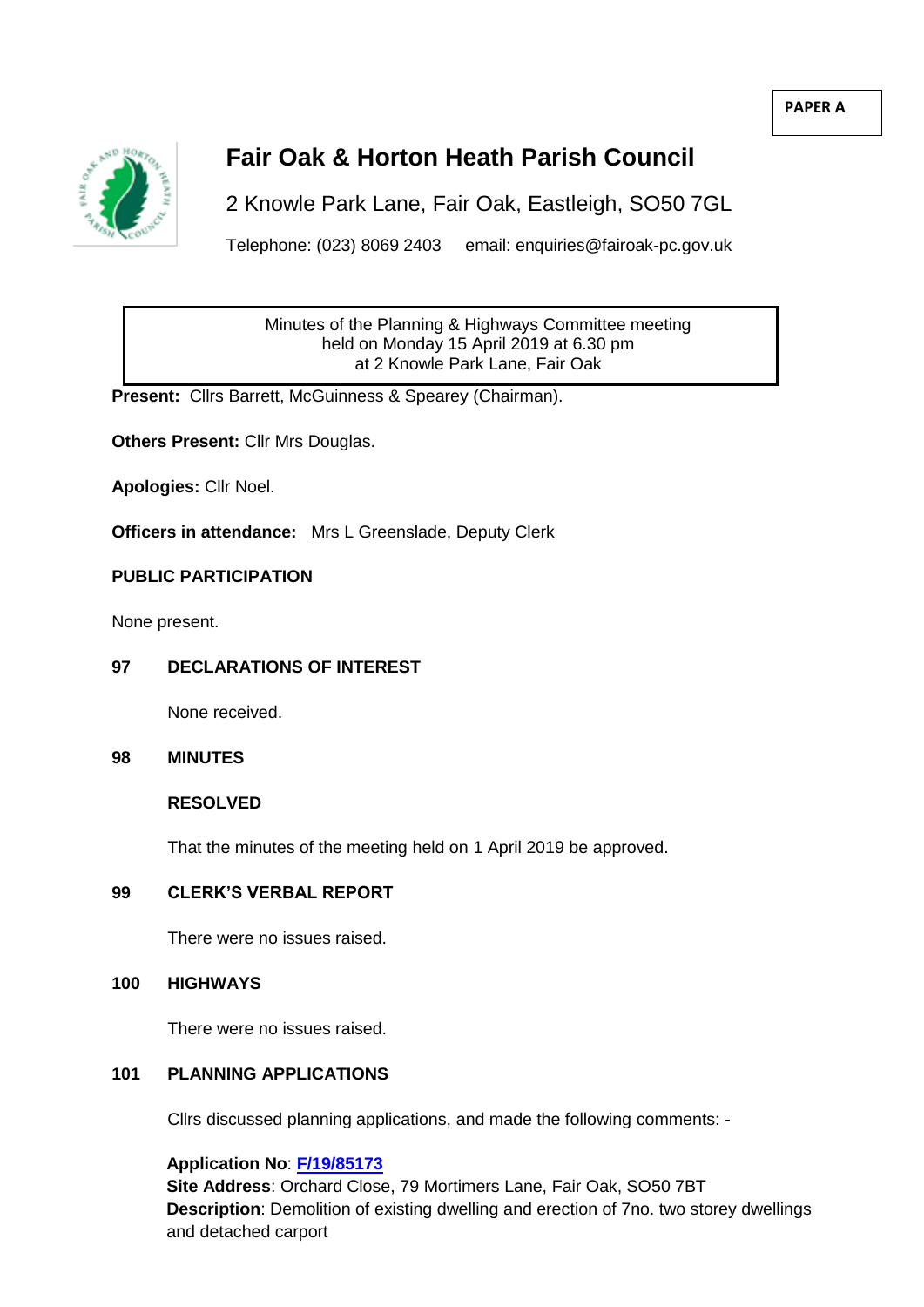**PAPER A**

# Fair Oak & Horton Heath Parish Council

2 Knowle Park Lane, Fair Oak, Eastleigh, SO50 7GL

Telephone: (023) 8069 2403 email: enquiries@fairoak-pc.gov.uk

Minutes of the Planning & Highways Committee meeting
held on Monday 15 April 2019 at 6.30 pm
at 2 Knowle Park Lane, Fair Oak

**Present:** Cllrs Barrett, McGuinness & Spearey (Chairman).

**Others Present:** Cllr Mrs Douglas.

**Apologies:** Cllr Noel.

**Officers in attendance:** Mrs L Greenslade, Deputy Clerk

**PUBLIC PARTICIPATION**

None present.

**97 DECLARATIONS OF INTEREST**

None received.

**98 MINUTES**

**RESOLVED**

That the minutes of the meeting held on 1 April 2019 be approved.

**99 CLERK'S VERBAL REPORT**

There were no issues raised.

**100 HIGHWAYS**

There were no issues raised.

**101 PLANNING APPLICATIONS**

Cllrs discussed planning applications, and made the following comments: -

**Application No**: **F/19/85173**
**Site Address**: Orchard Close, 79 Mortimers Lane, Fair Oak, SO50 7BT
**Description**: Demolition of existing dwelling and erection of 7no. two storey dwellings and detached carport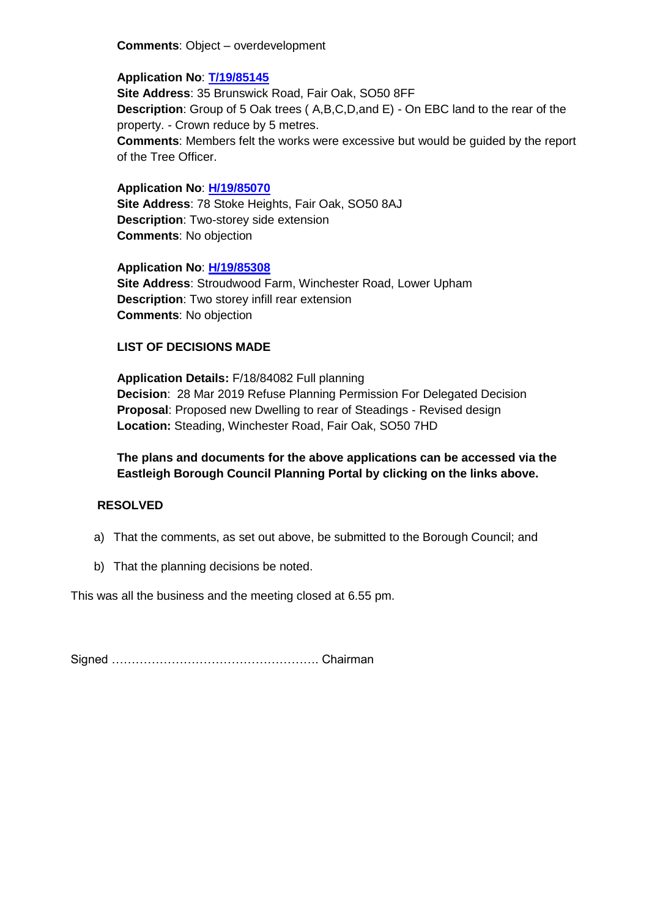**Comments**: Object – overdevelopment

**Application No**: **T/19/85145**
**Site Address**: 35 Brunswick Road, Fair Oak, SO50 8FF
**Description**: Group of 5 Oak trees ( A,B,C,D,and E) - On EBC land to the rear of the property. - Crown reduce by 5 metres.
**Comments**: Members felt the works were excessive but would be guided by the report of the Tree Officer.

**Application No**: **H/19/85070**
**Site Address**: 78 Stoke Heights, Fair Oak, SO50 8AJ
**Description**: Two-storey side extension
**Comments**: No objection

**Application No**: **H/19/85308**
**Site Address**: Stroudwood Farm, Winchester Road, Lower Upham
**Description**: Two storey infill rear extension
**Comments**: No objection

**LIST OF DECISIONS MADE**

**Application Details:** F/18/84082 Full planning
**Decision**: 28 Mar 2019 Refuse Planning Permission For Delegated Decision
**Proposal**: Proposed new Dwelling to rear of Steadings - Revised design
**Location:** Steading, Winchester Road, Fair Oak, SO50 7HD

**The plans and documents for the above applications can be accessed via the Eastleigh Borough Council Planning Portal by clicking on the links above.**

**RESOLVED**

a) That the comments, as set out above, be submitted to the Borough Council; and

b) That the planning decisions be noted.

This was all the business and the meeting closed at 6.55 pm.

Signed …………………………………………… Chairman